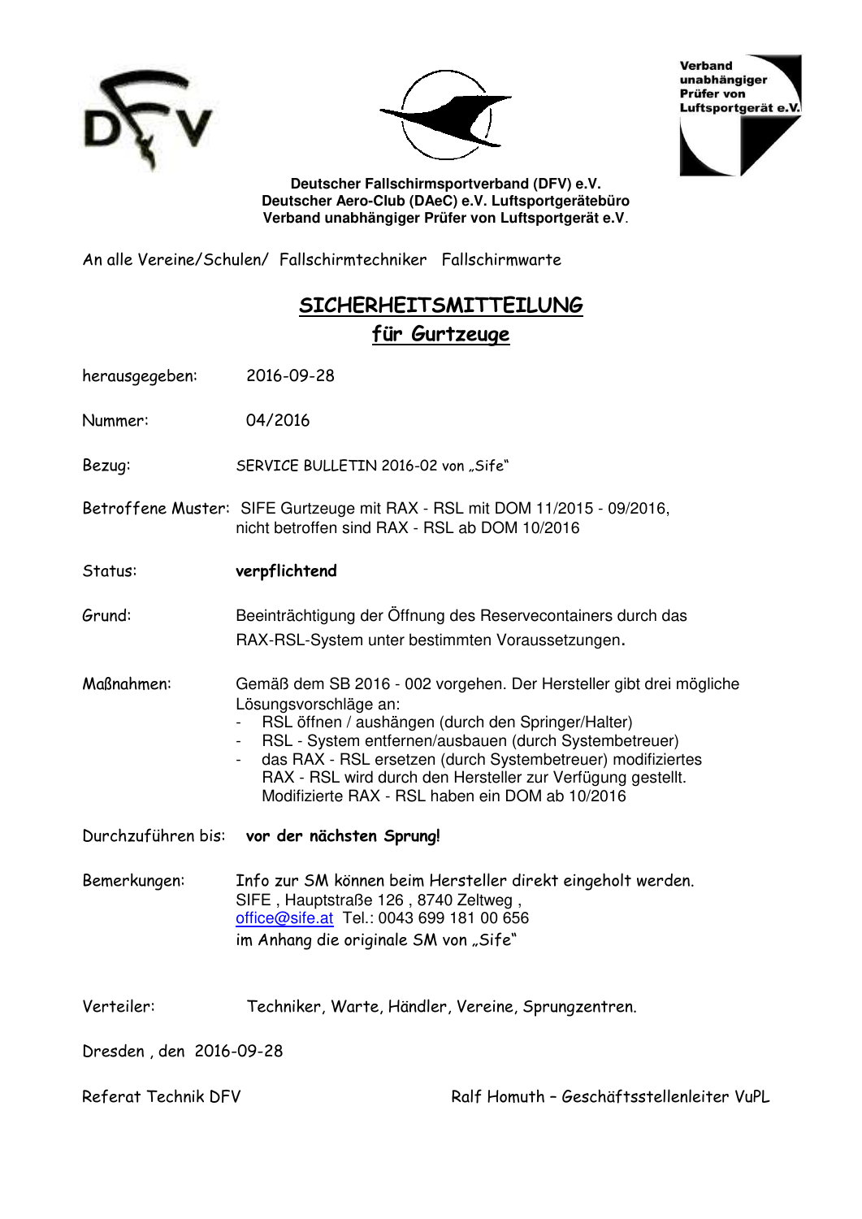Verband unabhängiger Prüfer von Luftsportgerät e.V.

**Deutscher Fallschirmsportverband (DFV) e.V.**
**Deutscher Aero-Club (DAeC) e.V. Luftsportgerätebüro**
**Verband unabhängiger Prüfer von Luftsportgerät e.V.**

An alle Vereine/Schulen/ Fallschirmtechniker Fallschirmwarte

# SICHERHEITSMITTEILUNG
## für Gurtzeuge

herausgegeben: 2016-09-28

Nummer: 04/2016

Bezug: SERVICE BULLETIN 2016-02 von „Sife"

Betroffene Muster: SIFE Gurtzeuge mit RAX - RSL mit DOM 11/2015 - 09/2016, nicht betroffen sind RAX - RSL ab DOM 10/2016

Status: **verpflichtend**

Grund: Beeinträchtigung der Öffnung des Reservecontainers durch das RAX-RSL-System unter bestimmten Voraussetzungen.

Maßnahmen: Gemäß dem SB 2016 - 002 vorgehen. Der Hersteller gibt drei mögliche Lösungsvorschläge an:

- RSL öffnen / aushängen (durch den Springer/Halter)
- RSL - System entfernen/ausbauen (durch Systembetreuer)
- das RAX - RSL ersetzen (durch Systembetreuer) modifiziertes RAX - RSL wird durch den Hersteller zur Verfügung gestellt. Modifizierte RAX - RSL haben ein DOM ab 10/2016

Durchzuführen bis: **vor der nächsten Sprung!**

Bemerkungen: Info zur SM können beim Hersteller direkt eingeholt werden.
SIFE , Hauptstraße 126 , 8740 Zeltweg ,
office@sife.at Tel.: 0043 699 181 00 656
im Anhang die originale SM von „Sife"

Verteiler: Techniker, Warte, Händler, Vereine, Sprungzentren.

Dresden , den 2016-09-28

Referat Technik DFV — Ralf Homuth – Geschäftsstellenleiter VuPL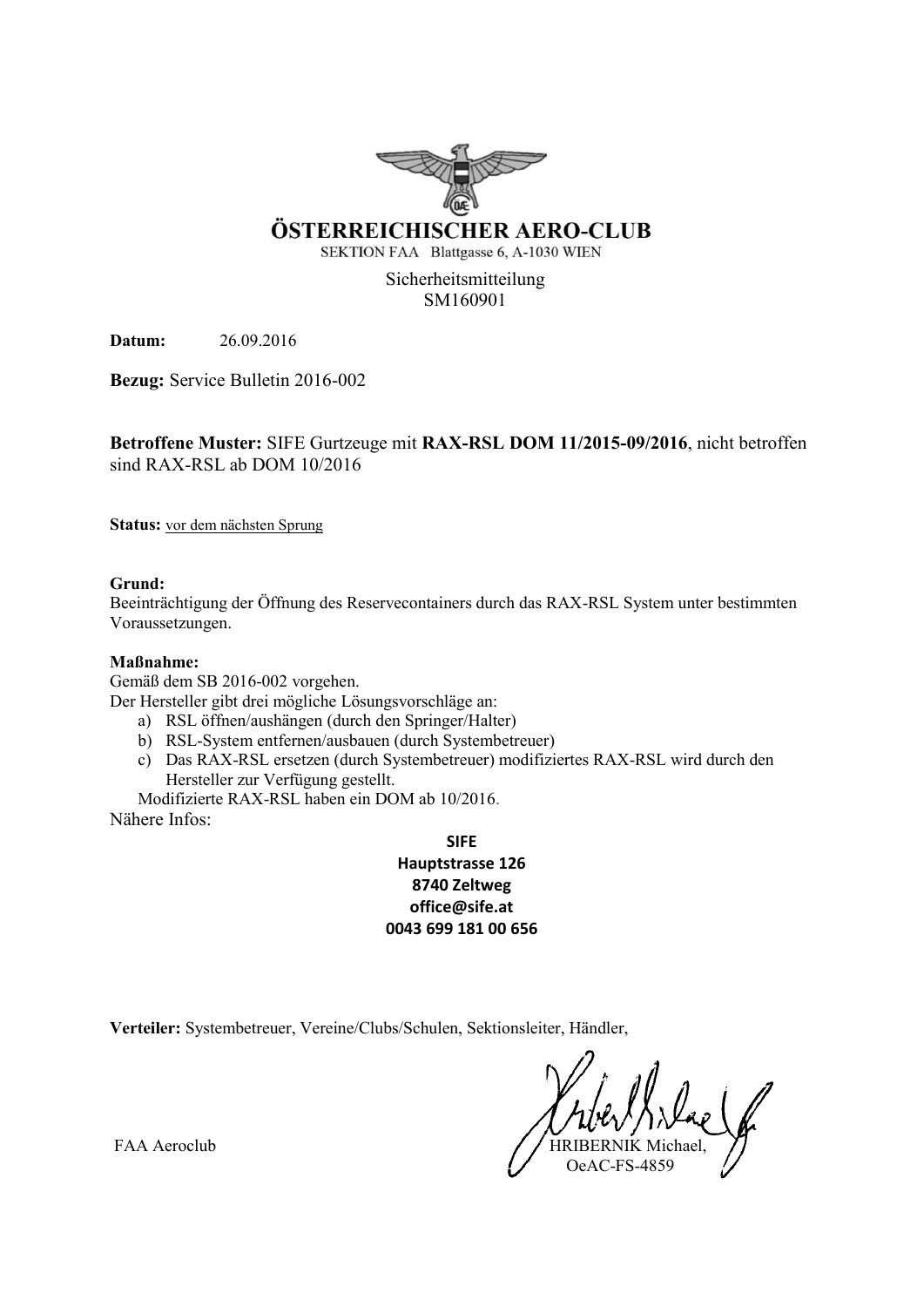# ÖSTERREICHISCHER AERO-CLUB

SEKTION FAA Blattgasse 6, A-1030 WIEN

Sicherheitsmitteilung
SM160901

**Datum:** 26.09.2016

**Bezug:** Service Bulletin 2016-002

**Betroffene Muster:** SIFE Gurtzeuge mit **RAX-RSL DOM 11/2015-09/2016**, nicht betroffen sind RAX-RSL ab DOM 10/2016

**Status:** vor dem nächsten Sprung

**Grund:**
Beeinträchtigung der Öffnung des Reservecontainers durch das RAX-RSL System unter bestimmten Voraussetzungen.

**Maßnahme:**
Gemäß dem SB 2016-002 vorgehen.
Der Hersteller gibt drei mögliche Lösungsvorschläge an:

a) RSL öffnen/aushängen (durch den Springer/Halter)
b) RSL-System entfernen/ausbauen (durch Systembetreuer)
c) Das RAX-RSL ersetzen (durch Systembetreuer) modifiziertes RAX-RSL wird durch den Hersteller zur Verfügung gestellt.

Modifizierte RAX-RSL haben ein DOM ab 10/2016.

Nähere Infos:

**SIFE**
**Hauptstrasse 126**
**8740 Zeltweg**
**office@sife.at**
**0043 699 181 00 656**

**Verteiler:** Systembetreuer, Vereine/Clubs/Schulen, Sektionsleiter, Händler,

FAA Aeroclub

HRIBERNIK Michael,
OeAC-FS-4859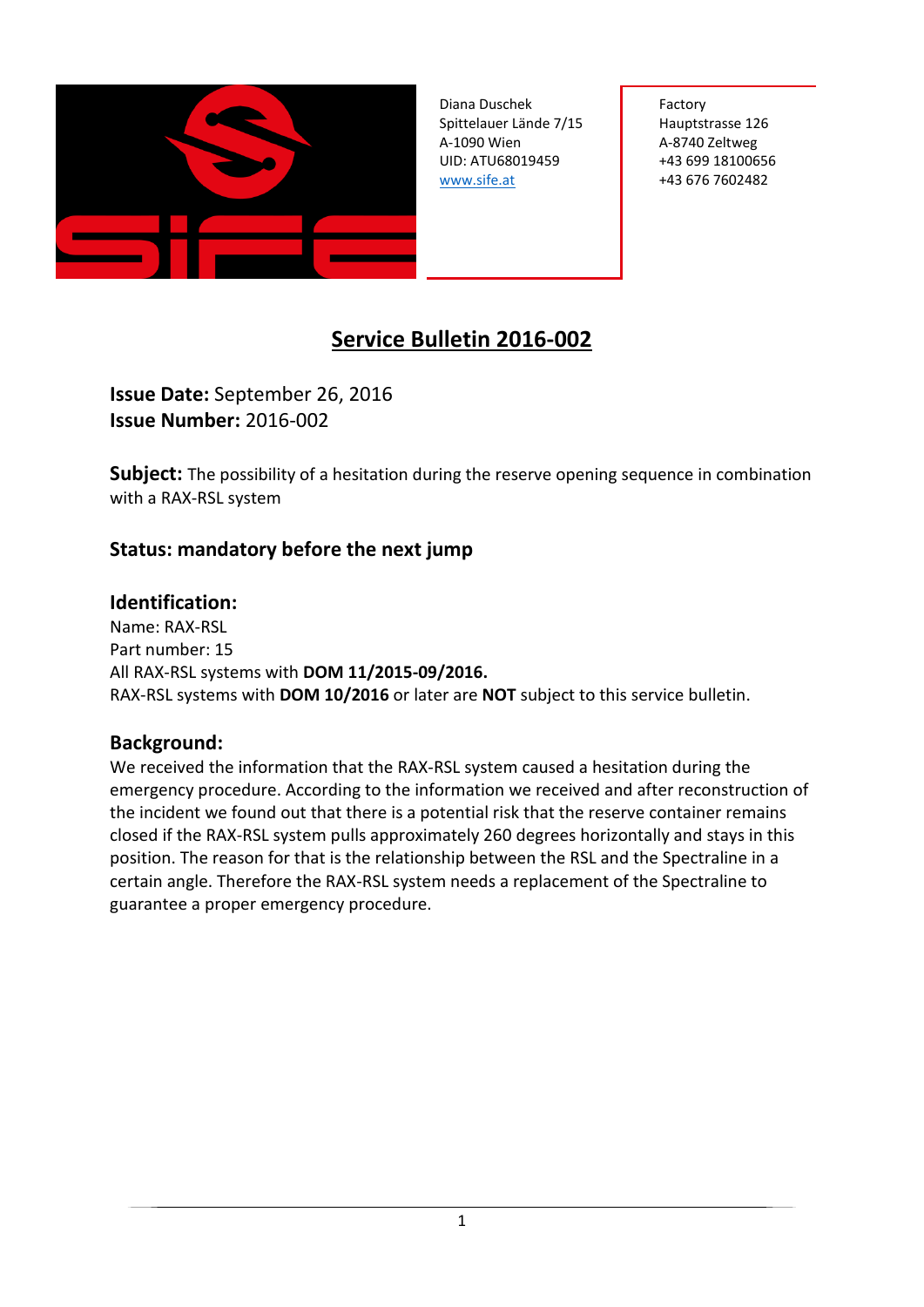Diana Duschek
Spittelauer Lände 7/15
A-1090 Wien
UID: ATU68019459
[www.sife.at](http://www.sife.at)

Factory
Hauptstrasse 126
A-8740 Zeltweg
+43 699 18100656
+43 676 7602482

# Service Bulletin 2016-002

**Issue Date:** September 26, 2016
**Issue Number:** 2016-002

**Subject:** The possibility of a hesitation during the reserve opening sequence in combination with a RAX-RSL system

## Status: mandatory before the next jump

## Identification:

Name: RAX-RSL
Part number: 15
All RAX-RSL systems with **DOM 11/2015-09/2016.**
RAX-RSL systems with **DOM 10/2016** or later are **NOT** subject to this service bulletin.

## Background:

We received the information that the RAX-RSL system caused a hesitation during the emergency procedure. According to the information we received and after reconstruction of the incident we found out that there is a potential risk that the reserve container remains closed if the RAX-RSL system pulls approximately 260 degrees horizontally and stays in this position. The reason for that is the relationship between the RSL and the Spectraline in a certain angle. Therefore the RAX-RSL system needs a replacement of the Spectraline to guarantee a proper emergency procedure.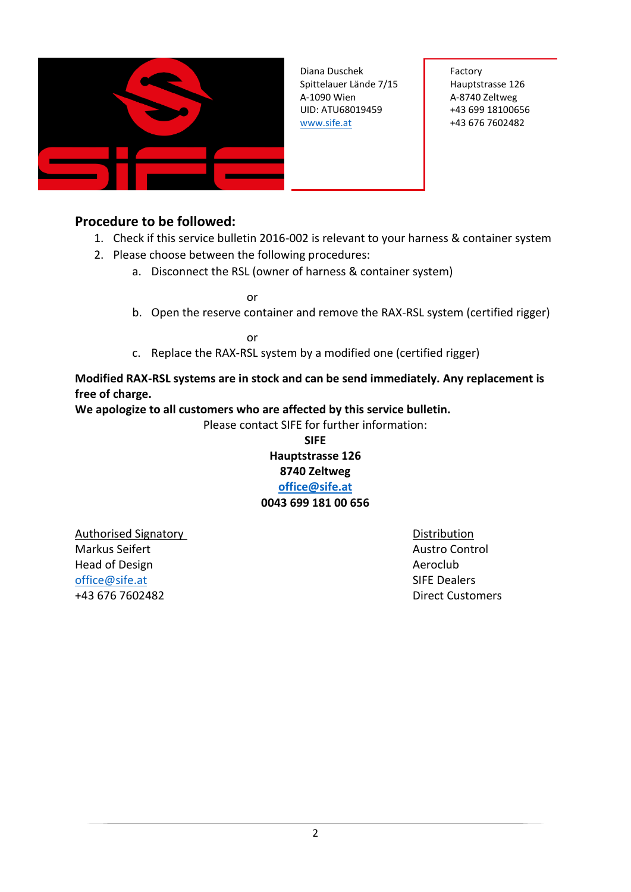Diana Duschek
Spittelauer Lände 7/15
A-1090 Wien
UID: ATU68019459
www.sife.at

Factory
Hauptstrasse 126
A-8740 Zeltweg
+43 699 18100656
+43 676 7602482

## Procedure to be followed:

1. Check if this service bulletin 2016-002 is relevant to your harness & container system
2. Please choose between the following procedures:
   a. Disconnect the RSL (owner of harness & container system)

      or

   b. Open the reserve container and remove the RAX-RSL system (certified rigger)

      or

   c. Replace the RAX-RSL system by a modified one (certified rigger)

**Modified RAX-RSL systems are in stock and can be send immediately. Any replacement is free of charge.**

**We apologize to all customers who are affected by this service bulletin.**

Please contact SIFE for further information:

**SIFE**
**Hauptstrasse 126**
**8740 Zeltweg**
**office@sife.at**
**0043 699 181 00 656**

Authorised Signatory
Markus Seifert
Head of Design
office@sife.at
+43 676 7602482

Distribution
Austro Control
Aeroclub
SIFE Dealers
Direct Customers